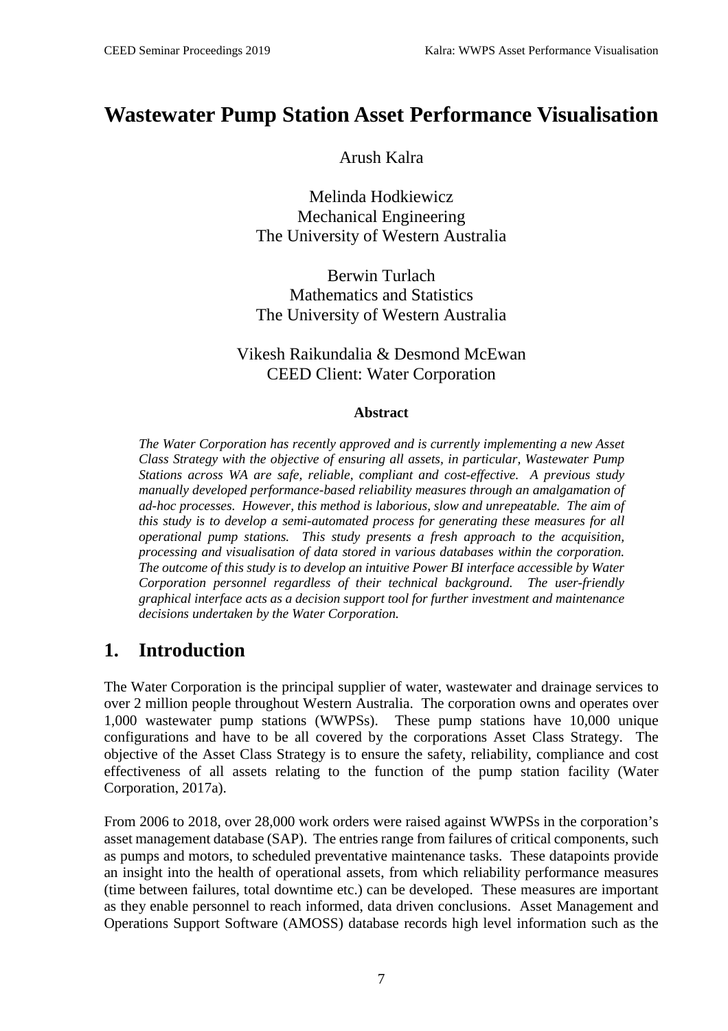# Wastewater Pump Station Asset Performance Visualisation

Arush Kalra

Melinda Hodkiewicz
Mechanical Engineering
The University of Western Australia

Berwin Turlach
Mathematics and Statistics
The University of Western Australia

Vikesh Raikundalia & Desmond McEwan
CEED Client: Water Corporation

**Abstract**

*The Water Corporation has recently approved and is currently implementing a new Asset Class Strategy with the objective of ensuring all assets, in particular, Wastewater Pump Stations across WA are safe, reliable, compliant and cost-effective. A previous study manually developed performance-based reliability measures through an amalgamation of ad-hoc processes. However, this method is laborious, slow and unrepeatable. The aim of this study is to develop a semi-automated process for generating these measures for all operational pump stations. This study presents a fresh approach to the acquisition, processing and visualisation of data stored in various databases within the corporation. The outcome of this study is to develop an intuitive Power BI interface accessible by Water Corporation personnel regardless of their technical background. The user-friendly graphical interface acts as a decision support tool for further investment and maintenance decisions undertaken by the Water Corporation.*

## 1. Introduction

The Water Corporation is the principal supplier of water, wastewater and drainage services to over 2 million people throughout Western Australia. The corporation owns and operates over 1,000 wastewater pump stations (WWPSs). These pump stations have 10,000 unique configurations and have to be all covered by the corporations Asset Class Strategy. The objective of the Asset Class Strategy is to ensure the safety, reliability, compliance and cost effectiveness of all assets relating to the function of the pump station facility (Water Corporation, 2017a).

From 2006 to 2018, over 28,000 work orders were raised against WWPSs in the corporation's asset management database (SAP). The entries range from failures of critical components, such as pumps and motors, to scheduled preventative maintenance tasks. These datapoints provide an insight into the health of operational assets, from which reliability performance measures (time between failures, total downtime etc.) can be developed. These measures are important as they enable personnel to reach informed, data driven conclusions. Asset Management and Operations Support Software (AMOSS) database records high level information such as the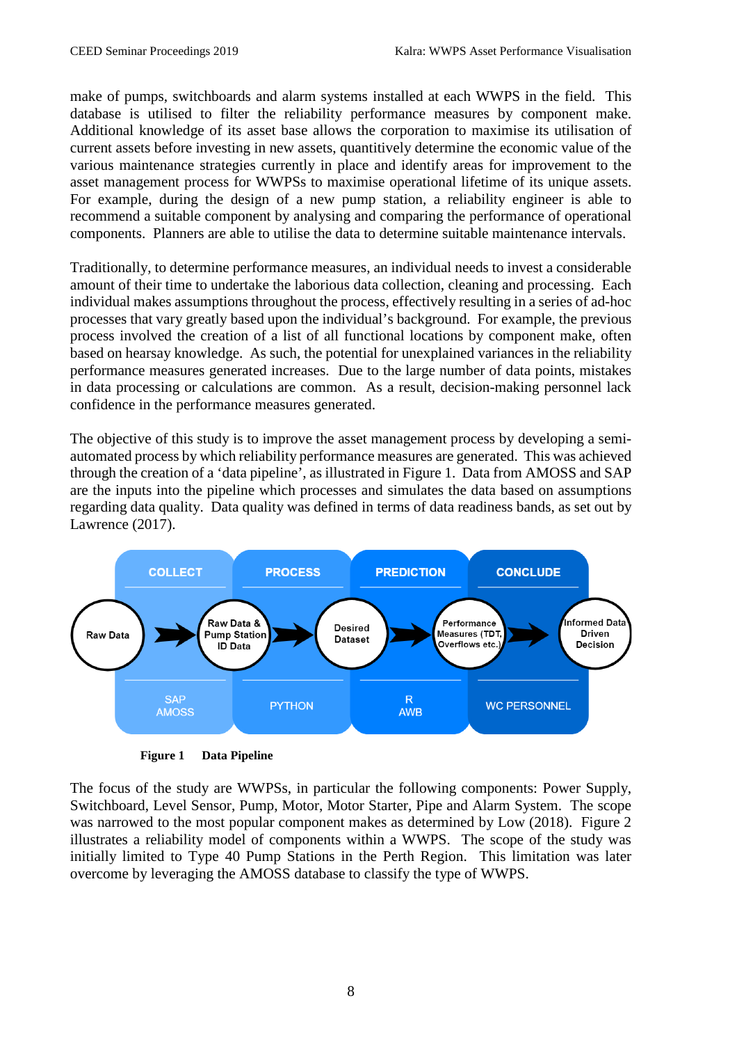make of pumps, switchboards and alarm systems installed at each WWPS in the field. This database is utilised to filter the reliability performance measures by component make. Additional knowledge of its asset base allows the corporation to maximise its utilisation of current assets before investing in new assets, quantitively determine the economic value of the various maintenance strategies currently in place and identify areas for improvement to the asset management process for WWPSs to maximise operational lifetime of its unique assets. For example, during the design of a new pump station, a reliability engineer is able to recommend a suitable component by analysing and comparing the performance of operational components. Planners are able to utilise the data to determine suitable maintenance intervals.

Traditionally, to determine performance measures, an individual needs to invest a considerable amount of their time to undertake the laborious data collection, cleaning and processing. Each individual makes assumptions throughout the process, effectively resulting in a series of ad-hoc processes that vary greatly based upon the individual's background. For example, the previous process involved the creation of a list of all functional locations by component make, often based on hearsay knowledge. As such, the potential for unexplained variances in the reliability performance measures generated increases. Due to the large number of data points, mistakes in data processing or calculations are common. As a result, decision-making personnel lack confidence in the performance measures generated.

The objective of this study is to improve the asset management process by developing a semi-automated process by which reliability performance measures are generated. This was achieved through the creation of a 'data pipeline', as illustrated in Figure 1. Data from AMOSS and SAP are the inputs into the pipeline which processes and simulates the data based on assumptions regarding data quality. Data quality was defined in terms of data readiness bands, as set out by Lawrence (2017).

| COLLECT | PROCESS | PREDICTION | CONCLUDE |
|---|---|---|---|
| Raw Data → Raw Data & Pump Station ID Data | → Desired Dataset | → Performance Measures (TDT, Overflows etc.) | → Informed Data Driven Decision |
| SAP AMOSS | PYTHON | R AWB | WC PERSONNEL |

**Figure 1 Data Pipeline**

The focus of the study are WWPSs, in particular the following components: Power Supply, Switchboard, Level Sensor, Pump, Motor, Motor Starter, Pipe and Alarm System. The scope was narrowed to the most popular component makes as determined by Low (2018). Figure 2 illustrates a reliability model of components within a WWPS. The scope of the study was initially limited to Type 40 Pump Stations in the Perth Region. This limitation was later overcome by leveraging the AMOSS database to classify the type of WWPS.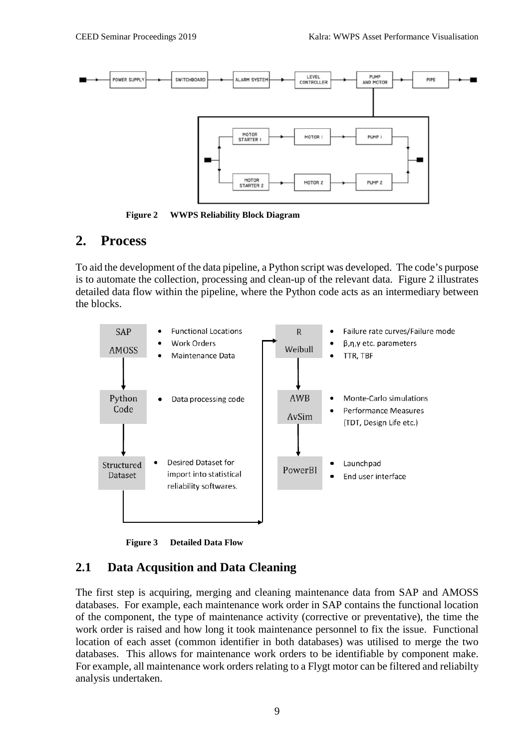**Figure 2 WWPS Reliability Block Diagram**

## 2. Process

To aid the development of the data pipeline, a Python script was developed. The code's purpose is to automate the collection, processing and clean-up of the relevant data. Figure 2 illustrates detailed data flow within the pipeline, where the Python code acts as an intermediary between the blocks.

**Figure 3 Detailed Data Flow**

### 2.1 Data Acqusition and Data Cleaning

The first step is acquiring, merging and cleaning maintenance data from SAP and AMOSS databases. For example, each maintenance work order in SAP contains the functional location of the component, the type of maintenance activity (corrective or preventative), the time the work order is raised and how long it took maintenance personnel to fix the issue. Functional location of each asset (common identifier in both databases) was utilised to merge the two databases. This allows for maintenance work orders to be identifiable by component make. For example, all maintenance work orders relating to a Flygt motor can be filtered and reliabilty analysis undertaken.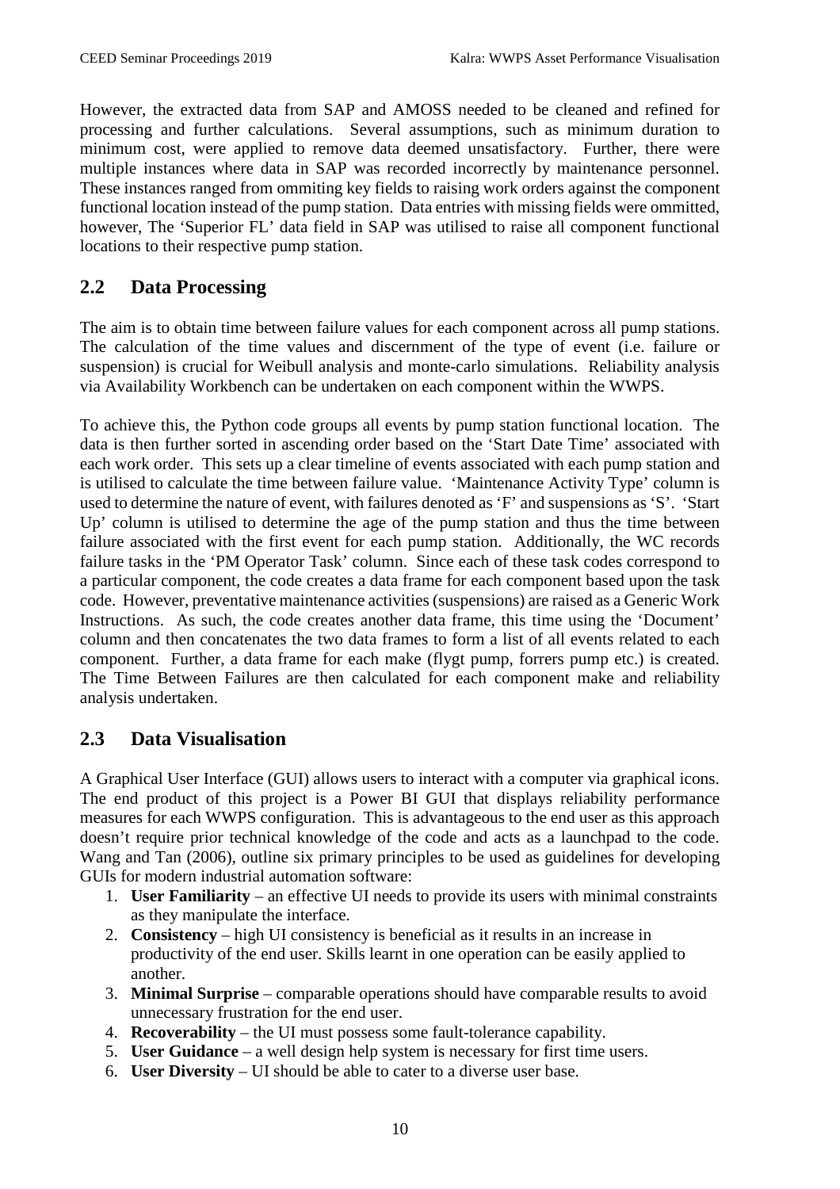However, the extracted data from SAP and AMOSS needed to be cleaned and refined for processing and further calculations. Several assumptions, such as minimum duration to minimum cost, were applied to remove data deemed unsatisfactory. Further, there were multiple instances where data in SAP was recorded incorrectly by maintenance personnel. These instances ranged from ommiting key fields to raising work orders against the component functional location instead of the pump station. Data entries with missing fields were ommitted, however, The 'Superior FL' data field in SAP was utilised to raise all component functional locations to their respective pump station.

## 2.2 Data Processing

The aim is to obtain time between failure values for each component across all pump stations. The calculation of the time values and discernment of the type of event (i.e. failure or suspension) is crucial for Weibull analysis and monte-carlo simulations. Reliability analysis via Availability Workbench can be undertaken on each component within the WWPS.

To achieve this, the Python code groups all events by pump station functional location. The data is then further sorted in ascending order based on the 'Start Date Time' associated with each work order. This sets up a clear timeline of events associated with each pump station and is utilised to calculate the time between failure value. 'Maintenance Activity Type' column is used to determine the nature of event, with failures denoted as 'F' and suspensions as 'S'. 'Start Up' column is utilised to determine the age of the pump station and thus the time between failure associated with the first event for each pump station. Additionally, the WC records failure tasks in the 'PM Operator Task' column. Since each of these task codes correspond to a particular component, the code creates a data frame for each component based upon the task code. However, preventative maintenance activities (suspensions) are raised as a Generic Work Instructions. As such, the code creates another data frame, this time using the 'Document' column and then concatenates the two data frames to form a list of all events related to each component. Further, a data frame for each make (flygt pump, forrers pump etc.) is created. The Time Between Failures are then calculated for each component make and reliability analysis undertaken.

## 2.3 Data Visualisation

A Graphical User Interface (GUI) allows users to interact with a computer via graphical icons. The end product of this project is a Power BI GUI that displays reliability performance measures for each WWPS configuration. This is advantageous to the end user as this approach doesn't require prior technical knowledge of the code and acts as a launchpad to the code. Wang and Tan (2006), outline six primary principles to be used as guidelines for developing GUIs for modern industrial automation software:

1. **User Familiarity** – an effective UI needs to provide its users with minimal constraints as they manipulate the interface.
2. **Consistency** – high UI consistency is beneficial as it results in an increase in productivity of the end user. Skills learnt in one operation can be easily applied to another.
3. **Minimal Surprise** – comparable operations should have comparable results to avoid unnecessary frustration for the end user.
4. **Recoverability** – the UI must possess some fault-tolerance capability.
5. **User Guidance** – a well design help system is necessary for first time users.
6. **User Diversity** – UI should be able to cater to a diverse user base.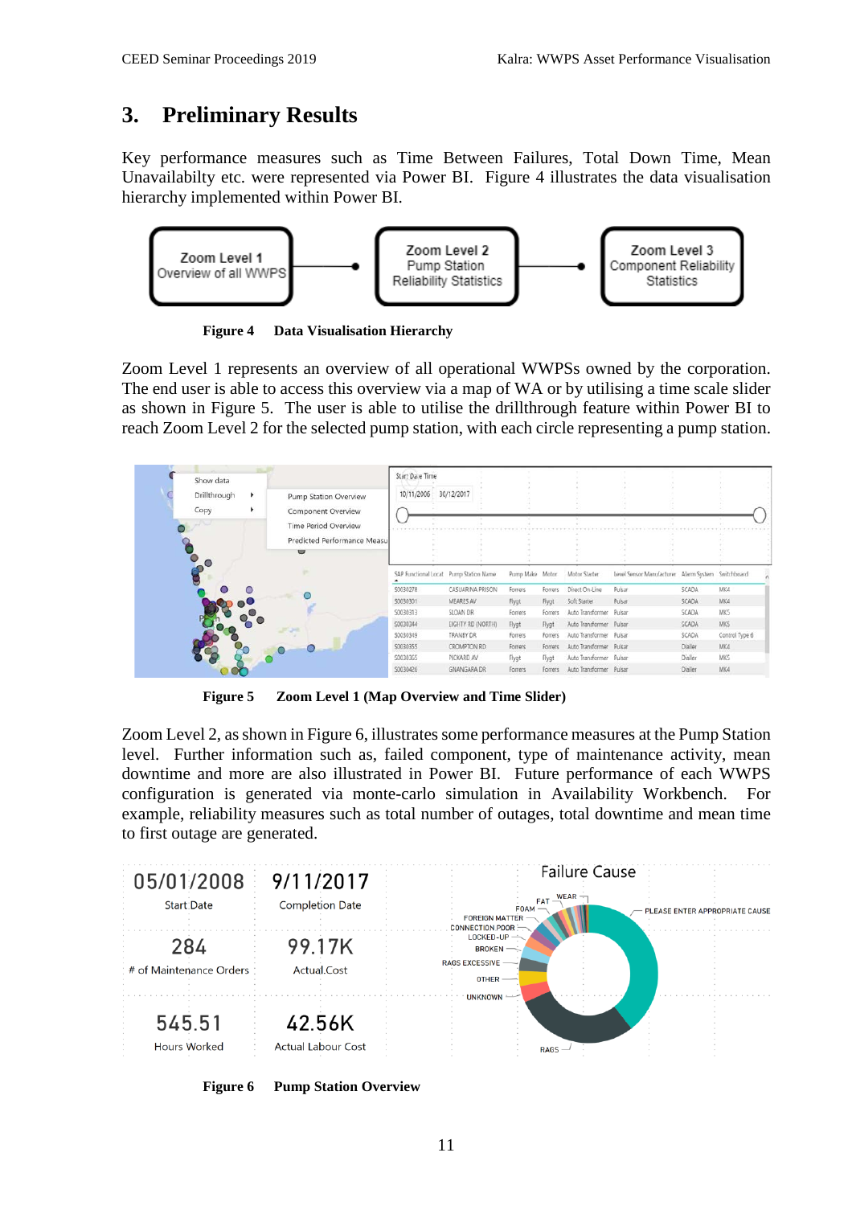## 3. Preliminary Results

Key performance measures such as Time Between Failures, Total Down Time, Mean Unavailabilty etc. were represented via Power BI. Figure 4 illustrates the data visualisation hierarchy implemented within Power BI.

**Figure 4 Data Visualisation Hierarchy**

Zoom Level 1 represents an overview of all operational WWPSs owned by the corporation. The end user is able to access this overview via a map of WA or by utilising a time scale slider as shown in Figure 5. The user is able to utilise the drillthrough feature within Power BI to reach Zoom Level 2 for the selected pump station, with each circle representing a pump station.

**Figure 5 Zoom Level 1 (Map Overview and Time Slider)**

Zoom Level 2, as shown in Figure 6, illustrates some performance measures at the Pump Station level. Further information such as, failed component, type of maintenance activity, mean downtime and more are also illustrated in Power BI. Future performance of each WWPS configuration is generated via monte-carlo simulation in Availability Workbench. For example, reliability measures such as total number of outages, total downtime and mean time to first outage are generated.

**Figure 6 Pump Station Overview**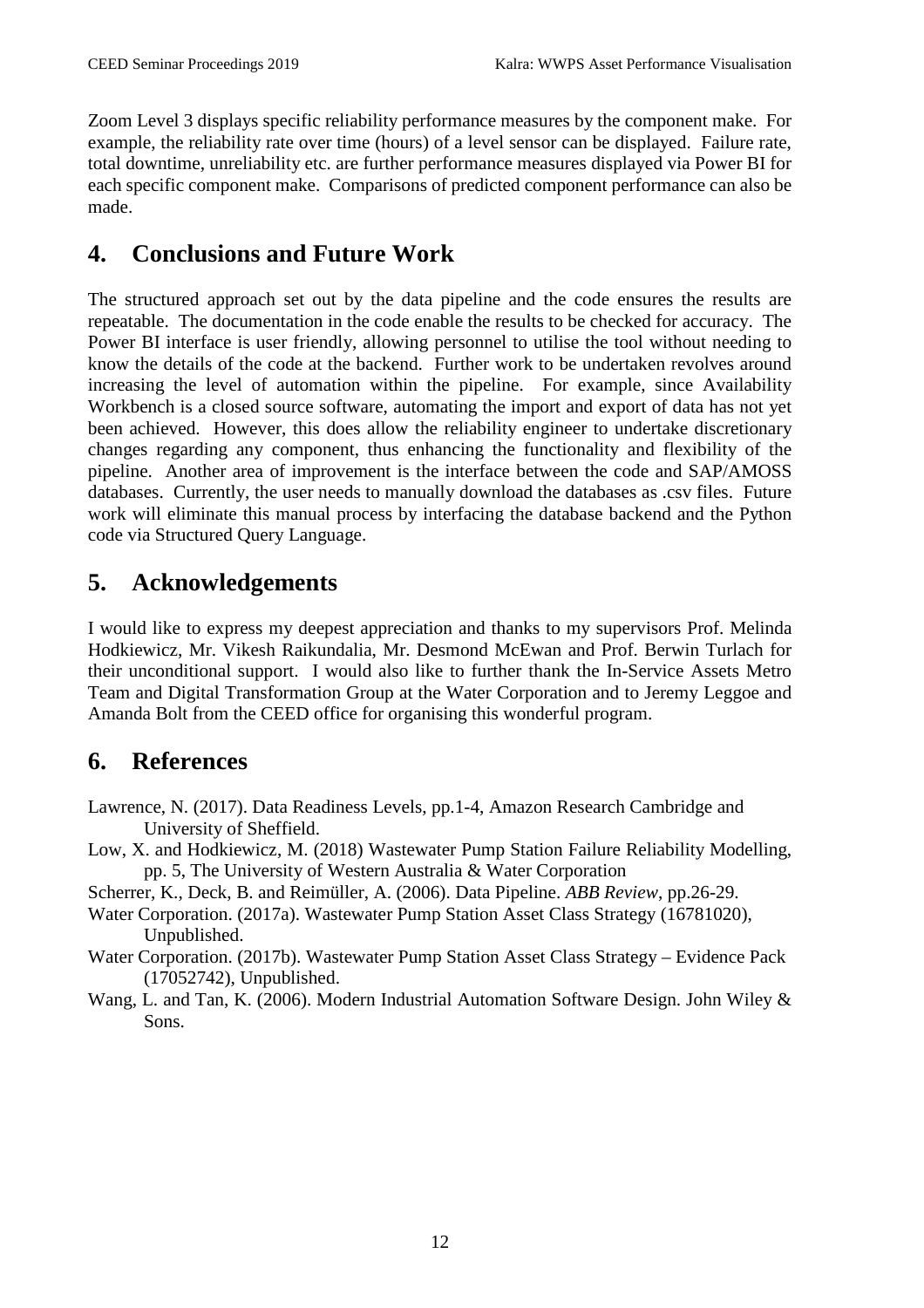Zoom Level 3 displays specific reliability performance measures by the component make. For example, the reliability rate over time (hours) of a level sensor can be displayed. Failure rate, total downtime, unreliability etc. are further performance measures displayed via Power BI for each specific component make. Comparisons of predicted component performance can also be made.

## 4. Conclusions and Future Work

The structured approach set out by the data pipeline and the code ensures the results are repeatable. The documentation in the code enable the results to be checked for accuracy. The Power BI interface is user friendly, allowing personnel to utilise the tool without needing to know the details of the code at the backend. Further work to be undertaken revolves around increasing the level of automation within the pipeline. For example, since Availability Workbench is a closed source software, automating the import and export of data has not yet been achieved. However, this does allow the reliability engineer to undertake discretionary changes regarding any component, thus enhancing the functionality and flexibility of the pipeline. Another area of improvement is the interface between the code and SAP/AMOSS databases. Currently, the user needs to manually download the databases as .csv files. Future work will eliminate this manual process by interfacing the database backend and the Python code via Structured Query Language.

## 5. Acknowledgements

I would like to express my deepest appreciation and thanks to my supervisors Prof. Melinda Hodkiewicz, Mr. Vikesh Raikundalia, Mr. Desmond McEwan and Prof. Berwin Turlach for their unconditional support. I would also like to further thank the In-Service Assets Metro Team and Digital Transformation Group at the Water Corporation and to Jeremy Leggoe and Amanda Bolt from the CEED office for organising this wonderful program.

## 6. References

Lawrence, N. (2017). Data Readiness Levels, pp.1-4, Amazon Research Cambridge and University of Sheffield.

Low, X. and Hodkiewicz, M. (2018) Wastewater Pump Station Failure Reliability Modelling, pp. 5, The University of Western Australia & Water Corporation

Scherrer, K., Deck, B. and Reimüller, A. (2006). Data Pipeline. *ABB Review*, pp.26-29.

Water Corporation. (2017a). Wastewater Pump Station Asset Class Strategy (16781020), Unpublished.

Water Corporation. (2017b). Wastewater Pump Station Asset Class Strategy – Evidence Pack (17052742), Unpublished.

Wang, L. and Tan, K. (2006). Modern Industrial Automation Software Design. John Wiley & Sons.